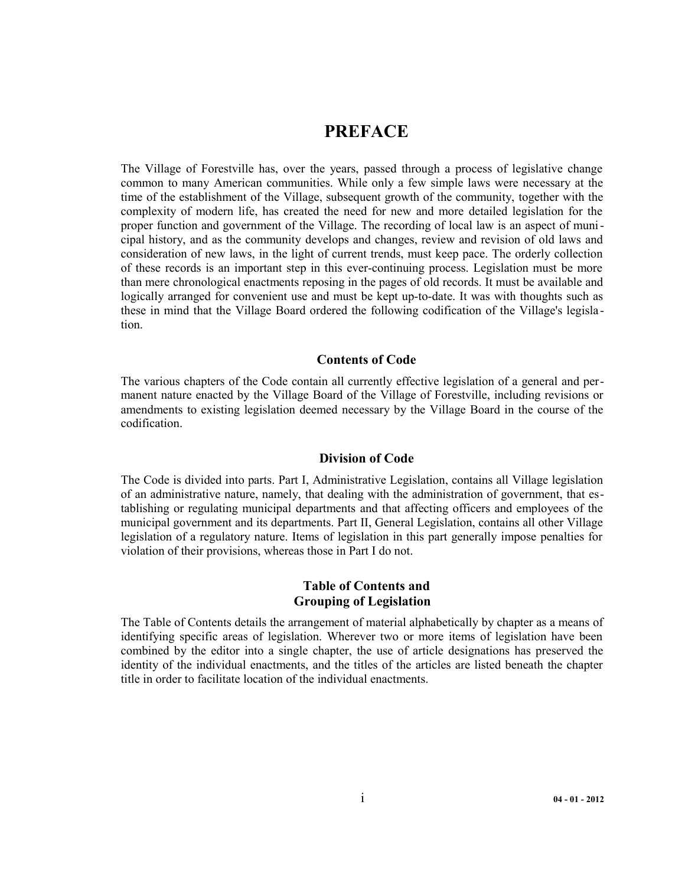# PREFACE

The Village of Forestville has, over the years, passed through a process of legislative change common to many American communities. While only a few simple laws were necessary at the time of the establishment of the Village, subsequent growth of the community, together with the complexity of modern life, has created the need for new and more detailed legislation for the proper function and government of the Village. The recording of local law is an aspect of municipal history, and as the community develops and changes, review and revision of old laws and consideration of new laws, in the light of current trends, must keep pace. The orderly collection of these records is an important step in this ever-continuing process. Legislation must be more than mere chronological enactments reposing in the pages of old records. It must be available and logically arranged for convenient use and must be kept up-to-date. It was with thoughts such as these in mind that the Village Board ordered the following codification of the Village's legislation.

### Contents of Code

The various chapters of the Code contain all currently effective legislation of a general and permanent nature enacted by the Village Board of the Village of Forestville, including revisions or amendments to existing legislation deemed necessary by the Village Board in the course of the codification.

### Division of Code

The Code is divided into parts. Part I, Administrative Legislation, contains all Village legislation of an administrative nature, namely, that dealing with the administration of government, that establishing or regulating municipal departments and that affecting officers and employees of the municipal government and its departments. Part II, General Legislation, contains all other Village legislation of a regulatory nature. Items of legislation in this part generally impose penalties for violation of their provisions, whereas those in Part I do not.

### Table of Contents and Grouping of Legislation

The Table of Contents details the arrangement of material alphabetically by chapter as a means of identifying specific areas of legislation. Wherever two or more items of legislation have been combined by the editor into a single chapter, the use of article designations has preserved the identity of the individual enactments, and the titles of the articles are listed beneath the chapter title in order to facilitate location of the individual enactments.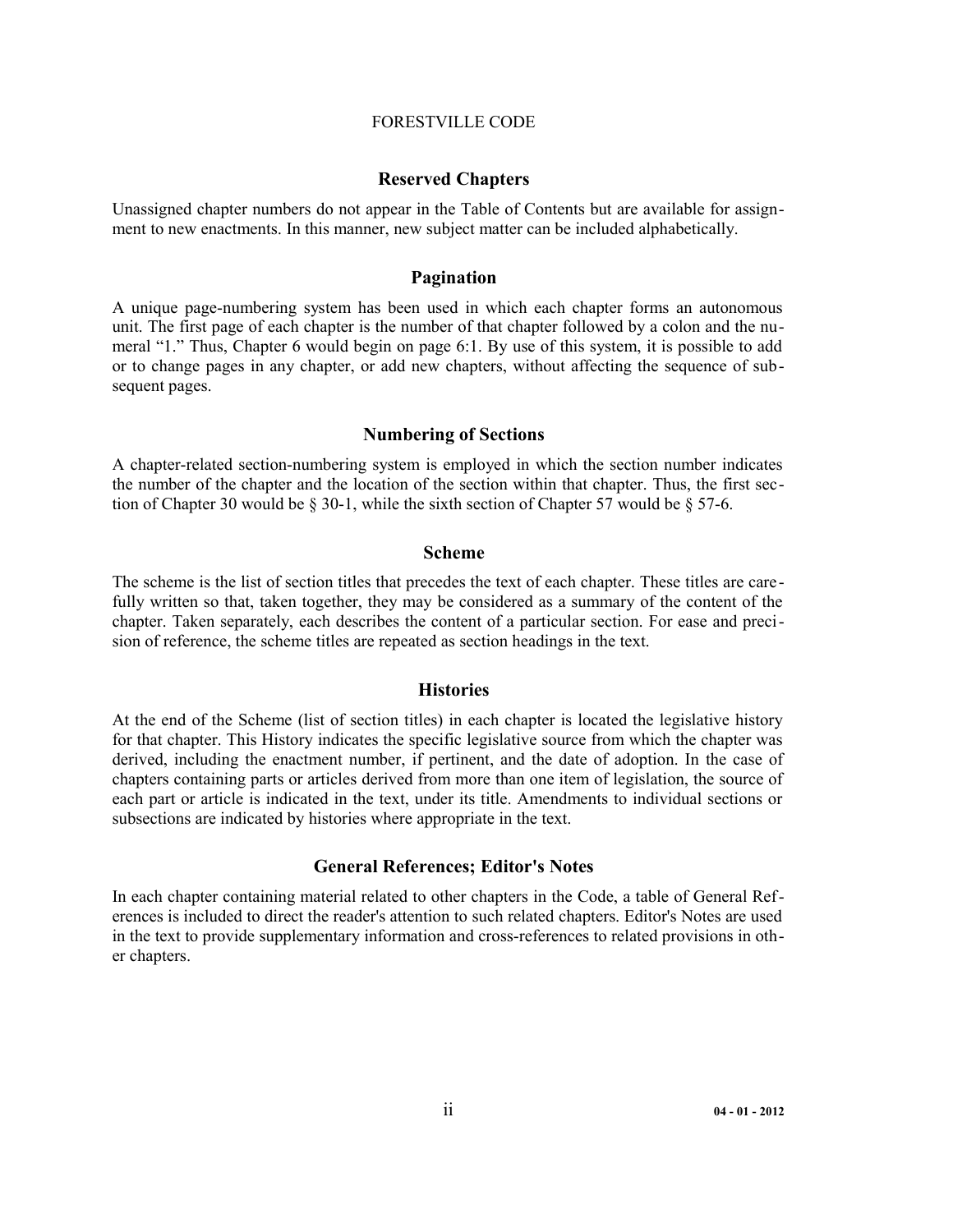## Reserved Chapters

Unassigned chapter numbers do not appear in the Table of Contents but are available for assignment to new enactments. In this manner, new subject matter can be included alphabetically.

## Pagination

A unique page-numbering system has been used in which each chapter forms an autonomous unit. The first page of each chapter is the number of that chapter followed by a colon and the numeral "1." Thus, Chapter 6 would begin on page 6:1. By use of this system, it is possible to add or to change pages in any chapter, or add new chapters, without affecting the sequence of subsequent pages.

## Numbering of Sections

A chapter-related section-numbering system is employed in which the section number indicates the number of the chapter and the location of the section within that chapter. Thus, the first section of Chapter 30 would be § 30-1, while the sixth section of Chapter 57 would be § 57-6.

## Scheme

The scheme is the list of section titles that precedes the text of each chapter. These titles are carefully written so that, taken together, they may be considered as a summary of the content of the chapter. Taken separately, each describes the content of a particular section. For ease and precision of reference, the scheme titles are repeated as section headings in the text.

## Histories

At the end of the Scheme (list of section titles) in each chapter is located the legislative history for that chapter. This History indicates the specific legislative source from which the chapter was derived, including the enactment number, if pertinent, and the date of adoption. In the case of chapters containing parts or articles derived from more than one item of legislation, the source of each part or article is indicated in the text, under its title. Amendments to individual sections or subsections are indicated by histories where appropriate in the text.

## General References; Editor's Notes

In each chapter containing material related to other chapters in the Code, a table of General References is included to direct the reader's attention to such related chapters. Editor's Notes are used in the text to provide supplementary information and cross-references to related provisions in other chapters.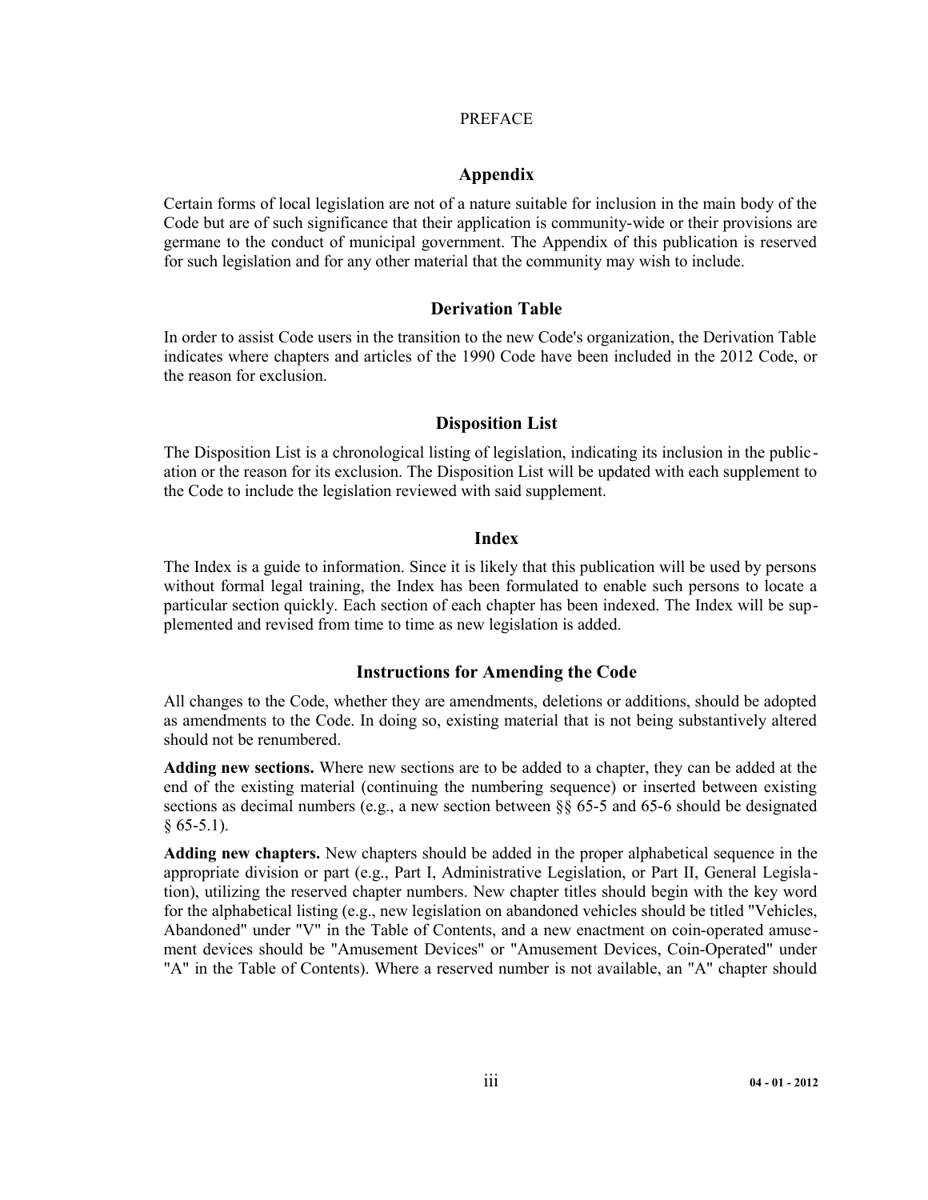PREFACE

## Appendix

Certain forms of local legislation are not of a nature suitable for inclusion in the main body of the Code but are of such significance that their application is community-wide or their provisions are germane to the conduct of municipal government. The Appendix of this publication is reserved for such legislation and for any other material that the community may wish to include.

## Derivation Table

In order to assist Code users in the transition to the new Code's organization, the Derivation Table indicates where chapters and articles of the 1990 Code have been included in the 2012 Code, or the reason for exclusion.

## Disposition List

The Disposition List is a chronological listing of legislation, indicating its inclusion in the publication or the reason for its exclusion. The Disposition List will be updated with each supplement to the Code to include the legislation reviewed with said supplement.

## Index

The Index is a guide to information. Since it is likely that this publication will be used by persons without formal legal training, the Index has been formulated to enable such persons to locate a particular section quickly. Each section of each chapter has been indexed. The Index will be supplemented and revised from time to time as new legislation is added.

## Instructions for Amending the Code

All changes to the Code, whether they are amendments, deletions or additions, should be adopted as amendments to the Code. In doing so, existing material that is not being substantively altered should not be renumbered.

**Adding new sections.** Where new sections are to be added to a chapter, they can be added at the end of the existing material (continuing the numbering sequence) or inserted between existing sections as decimal numbers (e.g., a new section between §§ 65-5 and 65-6 should be designated § 65-5.1).

**Adding new chapters.** New chapters should be added in the proper alphabetical sequence in the appropriate division or part (e.g., Part I, Administrative Legislation, or Part II, General Legislation), utilizing the reserved chapter numbers. New chapter titles should begin with the key word for the alphabetical listing (e.g., new legislation on abandoned vehicles should be titled "Vehicles, Abandoned" under "V" in the Table of Contents, and a new enactment on coin-operated amusement devices should be "Amusement Devices" or "Amusement Devices, Coin-Operated" under "A" in the Table of Contents). Where a reserved number is not available, an "A" chapter should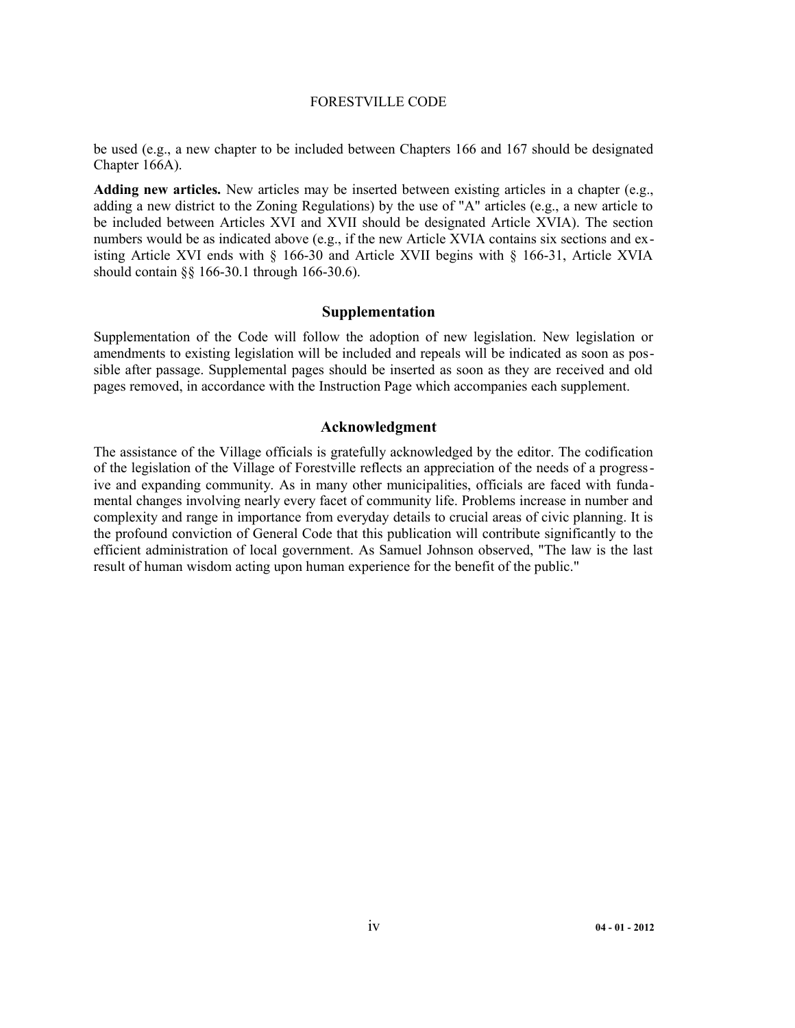be used (e.g., a new chapter to be included between Chapters 166 and 167 should be designated Chapter 166A).

**Adding new articles.** New articles may be inserted between existing articles in a chapter (e.g., adding a new district to the Zoning Regulations) by the use of "A" articles (e.g., a new article to be included between Articles XVI and XVII should be designated Article XVIA). The section numbers would be as indicated above (e.g., if the new Article XVIA contains six sections and existing Article XVI ends with § 166-30 and Article XVII begins with § 166-31, Article XVIA should contain §§ 166-30.1 through 166-30.6).

## Supplementation

Supplementation of the Code will follow the adoption of new legislation. New legislation or amendments to existing legislation will be included and repeals will be indicated as soon as possible after passage. Supplemental pages should be inserted as soon as they are received and old pages removed, in accordance with the Instruction Page which accompanies each supplement.

## Acknowledgment

The assistance of the Village officials is gratefully acknowledged by the editor. The codification of the legislation of the Village of Forestville reflects an appreciation of the needs of a progressive and expanding community. As in many other municipalities, officials are faced with fundamental changes involving nearly every facet of community life. Problems increase in number and complexity and range in importance from everyday details to crucial areas of civic planning. It is the profound conviction of General Code that this publication will contribute significantly to the efficient administration of local government. As Samuel Johnson observed, "The law is the last result of human wisdom acting upon human experience for the benefit of the public."